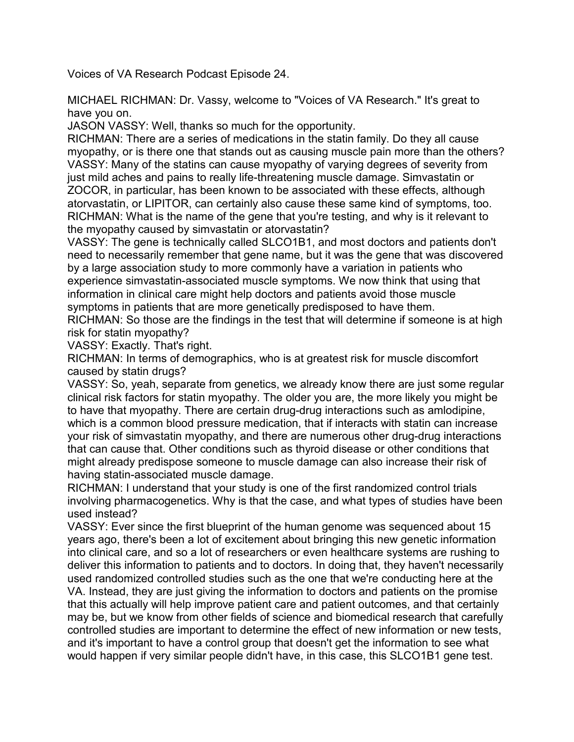Voices of VA Research Podcast Episode 24.

MICHAEL RICHMAN: Dr. Vassy, welcome to "Voices of VA Research." It's great to have you on.

JASON VASSY: Well, thanks so much for the opportunity.

RICHMAN: There are a series of medications in the statin family. Do they all cause myopathy, or is there one that stands out as causing muscle pain more than the others?

VASSY: Many of the statins can cause myopathy of varying degrees of severity from just mild aches and pains to really life-threatening muscle damage. Simvastatin or ZOCOR, in particular, has been known to be associated with these effects, although atorvastatin, or LIPITOR, can certainly also cause these same kind of symptoms, too.

RICHMAN: What is the name of the gene that you're testing, and why is it relevant to the myopathy caused by simvastatin or atorvastatin?

VASSY: The gene is technically called SLCO1B1, and most doctors and patients don't need to necessarily remember that gene name, but it was the gene that was discovered by a large association study to more commonly have a variation in patients who experience simvastatin-associated muscle symptoms. We now think that using that information in clinical care might help doctors and patients avoid those muscle symptoms in patients that are more genetically predisposed to have them.

RICHMAN: So those are the findings in the test that will determine if someone is at high risk for statin myopathy?

VASSY: Exactly. That's right.

RICHMAN: In terms of demographics, who is at greatest risk for muscle discomfort caused by statin drugs?

VASSY: So, yeah, separate from genetics, we already know there are just some regular clinical risk factors for statin myopathy. The older you are, the more likely you might be to have that myopathy. There are certain drug-drug interactions such as amlodipine, which is a common blood pressure medication, that if interacts with statin can increase your risk of simvastatin myopathy, and there are numerous other drug-drug interactions that can cause that. Other conditions such as thyroid disease or other conditions that might already predispose someone to muscle damage can also increase their risk of having statin-associated muscle damage.

RICHMAN: I understand that your study is one of the first randomized control trials involving pharmacogenetics. Why is that the case, and what types of studies have been used instead?

VASSY: Ever since the first blueprint of the human genome was sequenced about 15 years ago, there's been a lot of excitement about bringing this new genetic information into clinical care, and so a lot of researchers or even healthcare systems are rushing to deliver this information to patients and to doctors. In doing that, they haven't necessarily used randomized controlled studies such as the one that we're conducting here at the VA. Instead, they are just giving the information to doctors and patients on the promise that this actually will help improve patient care and patient outcomes, and that certainly may be, but we know from other fields of science and biomedical research that carefully controlled studies are important to determine the effect of new information or new tests, and it's important to have a control group that doesn't get the information to see what would happen if very similar people didn't have, in this case, this SLCO1B1 gene test.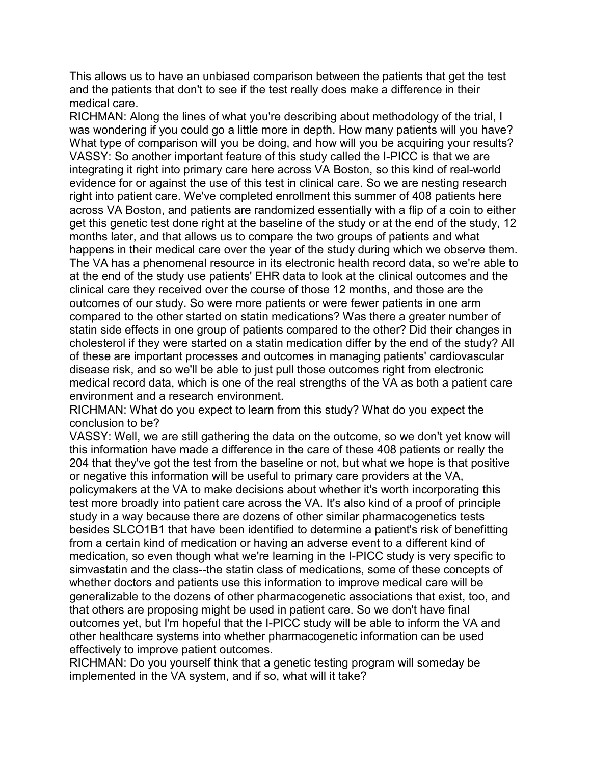This allows us to have an unbiased comparison between the patients that get the test and the patients that don't to see if the test really does make a difference in their medical care.

RICHMAN: Along the lines of what you're describing about methodology of the trial, I was wondering if you could go a little more in depth. How many patients will you have? What type of comparison will you be doing, and how will you be acquiring your results?

VASSY: So another important feature of this study called the I-PICC is that we are integrating it right into primary care here across VA Boston, so this kind of real-world evidence for or against the use of this test in clinical care. So we are nesting research right into patient care. We've completed enrollment this summer of 408 patients here across VA Boston, and patients are randomized essentially with a flip of a coin to either get this genetic test done right at the baseline of the study or at the end of the study, 12 months later, and that allows us to compare the two groups of patients and what happens in their medical care over the year of the study during which we observe them. The VA has a phenomenal resource in its electronic health record data, so we're able to at the end of the study use patients' EHR data to look at the clinical outcomes and the clinical care they received over the course of those 12 months, and those are the outcomes of our study. So were more patients or were fewer patients in one arm compared to the other started on statin medications? Was there a greater number of statin side effects in one group of patients compared to the other? Did their changes in cholesterol if they were started on a statin medication differ by the end of the study? All of these are important processes and outcomes in managing patients' cardiovascular disease risk, and so we'll be able to just pull those outcomes right from electronic medical record data, which is one of the real strengths of the VA as both a patient care environment and a research environment.

RICHMAN: What do you expect to learn from this study? What do you expect the conclusion to be?

VASSY: Well, we are still gathering the data on the outcome, so we don't yet know will this information have made a difference in the care of these 408 patients or really the 204 that they've got the test from the baseline or not, but what we hope is that positive or negative this information will be useful to primary care providers at the VA, policymakers at the VA to make decisions about whether it's worth incorporating this test more broadly into patient care across the VA. It's also kind of a proof of principle study in a way because there are dozens of other similar pharmacogenetics tests besides SLCO1B1 that have been identified to determine a patient's risk of benefitting from a certain kind of medication or having an adverse event to a different kind of medication, so even though what we're learning in the I-PICC study is very specific to simvastatin and the class--the statin class of medications, some of these concepts of whether doctors and patients use this information to improve medical care will be generalizable to the dozens of other pharmacogenetic associations that exist, too, and that others are proposing might be used in patient care. So we don't have final outcomes yet, but I'm hopeful that the I-PICC study will be able to inform the VA and other healthcare systems into whether pharmacogenetic information can be used effectively to improve patient outcomes.

RICHMAN: Do you yourself think that a genetic testing program will someday be implemented in the VA system, and if so, what will it take?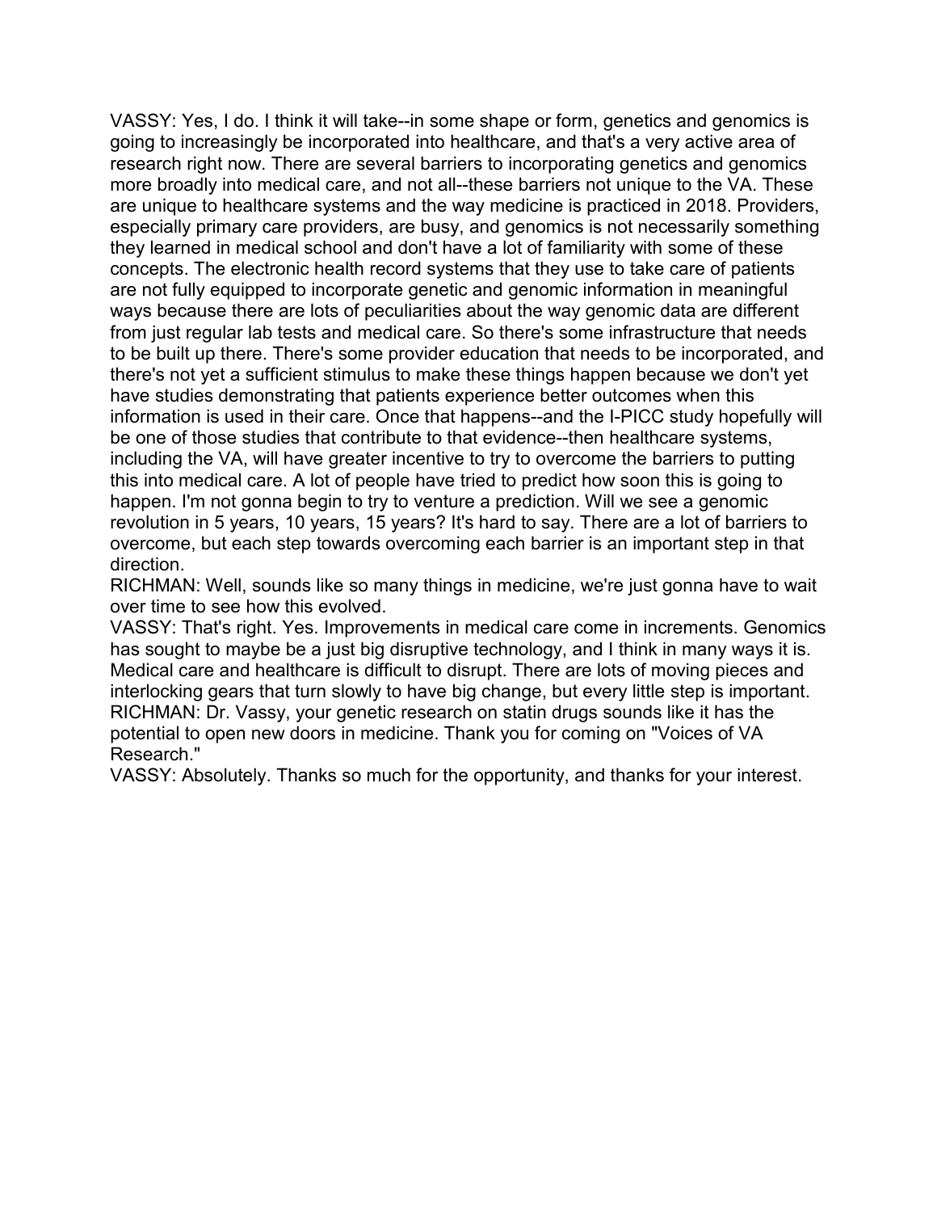VASSY: Yes, I do. I think it will take--in some shape or form, genetics and genomics is going to increasingly be incorporated into healthcare, and that's a very active area of research right now. There are several barriers to incorporating genetics and genomics more broadly into medical care, and not all--these barriers not unique to the VA. These are unique to healthcare systems and the way medicine is practiced in 2018. Providers, especially primary care providers, are busy, and genomics is not necessarily something they learned in medical school and don't have a lot of familiarity with some of these concepts. The electronic health record systems that they use to take care of patients are not fully equipped to incorporate genetic and genomic information in meaningful ways because there are lots of peculiarities about the way genomic data are different from just regular lab tests and medical care. So there's some infrastructure that needs to be built up there. There's some provider education that needs to be incorporated, and there's not yet a sufficient stimulus to make these things happen because we don't yet have studies demonstrating that patients experience better outcomes when this information is used in their care. Once that happens--and the I-PICC study hopefully will be one of those studies that contribute to that evidence--then healthcare systems, including the VA, will have greater incentive to try to overcome the barriers to putting this into medical care. A lot of people have tried to predict how soon this is going to happen. I'm not gonna begin to try to venture a prediction. Will we see a genomic revolution in 5 years, 10 years, 15 years? It's hard to say. There are a lot of barriers to overcome, but each step towards overcoming each barrier is an important step in that direction.

RICHMAN: Well, sounds like so many things in medicine, we're just gonna have to wait over time to see how this evolved.

VASSY: That's right. Yes. Improvements in medical care come in increments. Genomics has sought to maybe be a just big disruptive technology, and I think in many ways it is. Medical care and healthcare is difficult to disrupt. There are lots of moving pieces and interlocking gears that turn slowly to have big change, but every little step is important.

RICHMAN: Dr. Vassy, your genetic research on statin drugs sounds like it has the potential to open new doors in medicine. Thank you for coming on "Voices of VA Research."

VASSY: Absolutely. Thanks so much for the opportunity, and thanks for your interest.